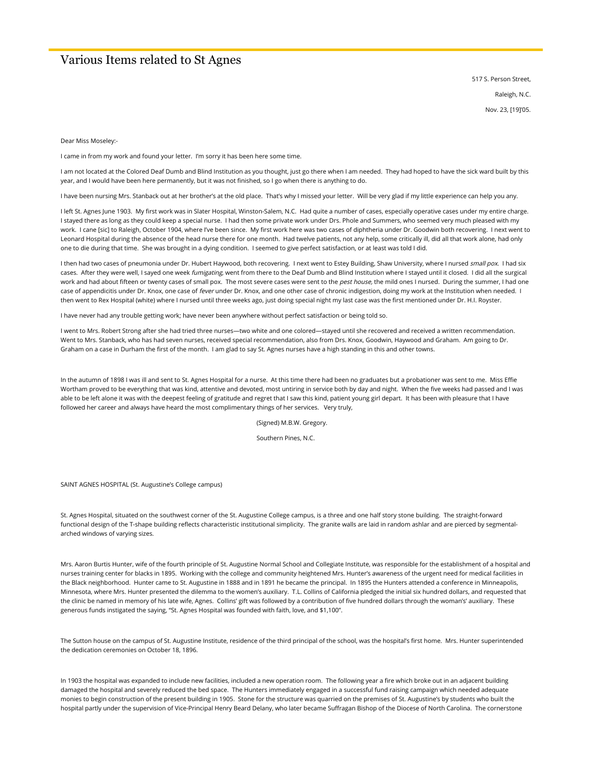# Various Items related to St Agnes

517 S. Person Street,

Raleigh, N.C.

Nov. 23, [19]'05.

Dear Miss Moseley:-

I came in from my work and found your letter. I'm sorry it has been here some time.

I am not located at the Colored Deaf Dumb and Blind Institution as you thought, just go there when I am needed. They had hoped to have the sick ward built by this year, and I would have been here permanently, but it was not finished, so I go when there is anything to do.

I have been nursing Mrs. Stanback out at her brother's at the old place. That's why I missed your letter. Will be very glad if my little experience can help you any.

I left St. Agnes June 1903. My first work was in Slater Hospital, Winston-Salem, N.C. Had quite a number of cases, especially operative cases under my entire charge. I stayed there as long as they could keep a special nurse. I had then some private work under Drs. Phole and Summers, who seemed very much pleased with my work. I cane [sic] to Raleigh, October 1904, where I've been since. My first work here was two cases of diphtheria under Dr. Goodwin both recovering. I next went to Leonard Hospital during the absence of the head nurse there for one month. Had twelve patients, not any help, some critically ill, did all that work alone, had only one to die during that time. She was brought in a dying condition. I seemed to give perfect satisfaction, or at least was told I did.

I then had two cases of pneumonia under Dr. Hubert Haywood, both recovering. I next went to Estey Building, Shaw University, where I nursed *small pox*. I had six cases. After they were well, I sayed one week *fumigating*, went from there to the Deaf Dumb and Blind Institution where I stayed until it closed. I did all the surgical work and had about fifteen or twenty cases of small pox. The most severe cases were sent to the *pest house*, the mild ones I nursed. During the summer, I had one case of appendicitis under Dr. Knox, one case of *fever* under Dr. Knox, and one other case of chronic indigestion, doing my work at the Institution when needed. I then went to Rex Hospital (white) where I nursed until three weeks ago, just doing special night my last case was the first mentioned under Dr. H.I. Royster.

I have never had any trouble getting work; have never been anywhere without perfect satisfaction or being told so.

I went to Mrs. Robert Strong after she had tried three nurses—two white and one colored—stayed until she recovered and received a written recommendation. Went to Mrs. Stanback, who has had seven nurses, received special recommendation, also from Drs. Knox, Goodwin, Haywood and Graham. Am going to Dr. Graham on a case in Durham the first of the month. I am glad to say St. Agnes nurses have a high standing in this and other towns.

In the autumn of 1898 I was ill and sent to St. Agnes Hospital for a nurse. At this time there had been no graduates but a probationer was sent to me. Miss Effie Wortham proved to be everything that was kind, attentive and devoted, most untiring in service both by day and night. When the five weeks had passed and I was able to be left alone it was with the deepest feeling of gratitude and regret that I saw this kind, patient young girl depart. It has been with pleasure that I have followed her career and always have heard the most complimentary things of her services. Very truly,

(Signed) M.B.W. Gregory.

Southern Pines, N.C.

SAINT AGNES HOSPITAL (St. Augustine's College campus)

St. Agnes Hospital, situated on the southwest corner of the St. Augustine College campus, is a three and one half story stone building. The straight-forward functional design of the T-shape building reflects characteristic institutional simplicity. The granite walls are laid in random ashlar and are pierced by segmental-arched windows of varying sizes.

Mrs. Aaron Burtis Hunter, wife of the fourth principle of St. Augustine Normal School and Collegiate Institute, was responsible for the establishment of a hospital and nurses training center for blacks in 1895. Working with the college and community heightened Mrs. Hunter's awareness of the urgent need for medical facilities in the Black neighborhood. Hunter came to St. Augustine in 1888 and in 1891 he became the principal. In 1895 the Hunters attended a conference in Minneapolis, Minnesota, where Mrs. Hunter presented the dilemma to the women's auxiliary. T.L. Collins of California pledged the initial six hundred dollars, and requested that the clinic be named in memory of his late wife, Agnes. Collins' gift was followed by a contribution of five hundred dollars through the woman's' auxiliary. These generous funds instigated the saying, "St. Agnes Hospital was founded with faith, love, and $1,100".

The Sutton house on the campus of St. Augustine Institute, residence of the third principal of the school, was the hospital's first home. Mrs. Hunter superintended the dedication ceremonies on October 18, 1896.

In 1903 the hospital was expanded to include new facilities, included a new operation room. The following year a fire which broke out in an adjacent building damaged the hospital and severely reduced the bed space. The Hunters immediately engaged in a successful fund raising campaign which needed adequate monies to begin construction of the present building in 1905. Stone for the structure was quarried on the premises of St. Augustine's by students who built the hospital partly under the supervision of Vice-Principal Henry Beard Delany, who later became Suffragan Bishop of the Diocese of North Carolina. The cornerstone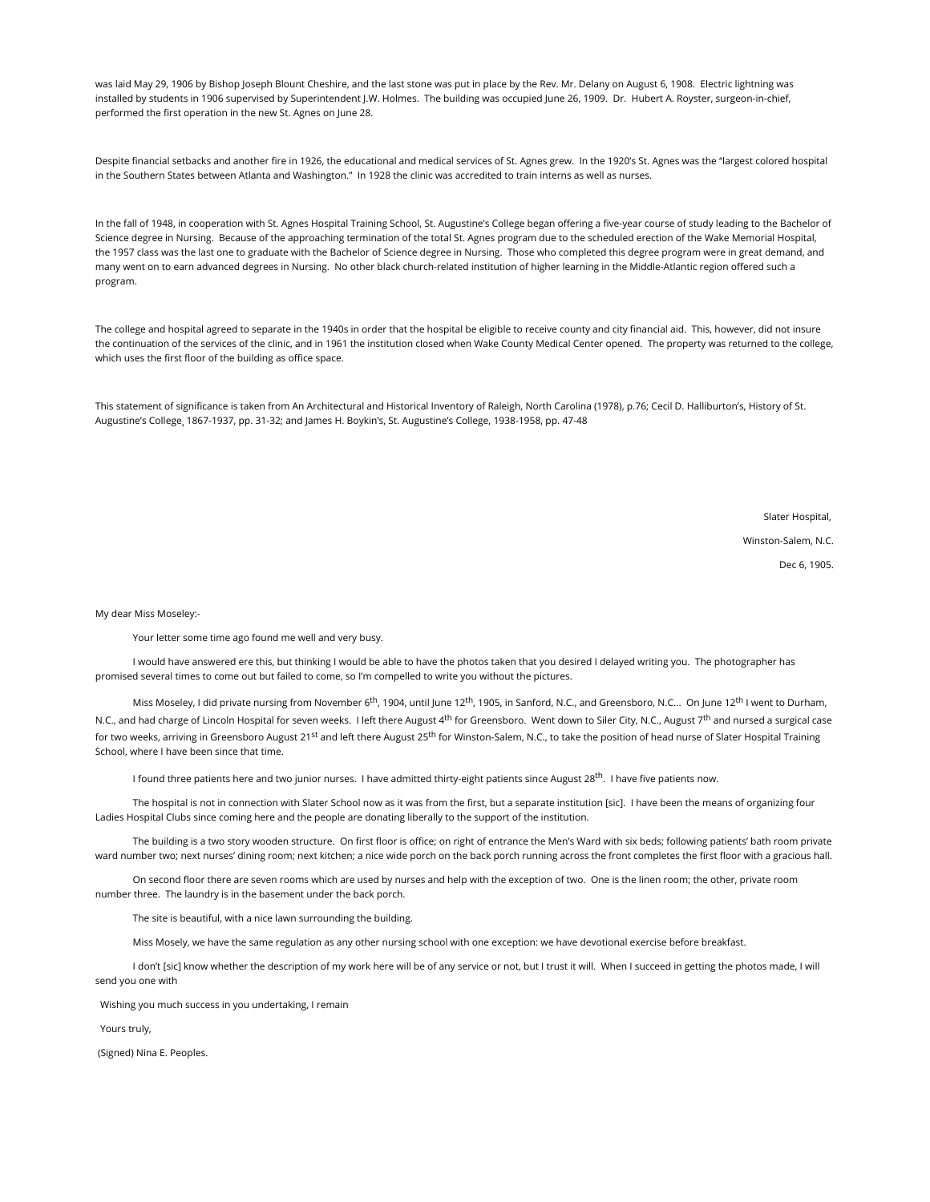was laid May 29, 1906 by Bishop Joseph Blount Cheshire, and the last stone was put in place by the Rev. Mr. Delany on August 6, 1908. Electric lightning was installed by students in 1906 supervised by Superintendent J.W. Holmes. The building was occupied June 26, 1909. Dr. Hubert A. Royster, surgeon-in-chief, performed the first operation in the new St. Agnes on June 28.

Despite financial setbacks and another fire in 1926, the educational and medical services of St. Agnes grew. In the 1920's St. Agnes was the "largest colored hospital in the Southern States between Atlanta and Washington." In 1928 the clinic was accredited to train interns as well as nurses.

In the fall of 1948, in cooperation with St. Agnes Hospital Training School, St. Augustine's College began offering a five-year course of study leading to the Bachelor of Science degree in Nursing. Because of the approaching termination of the total St. Agnes program due to the scheduled erection of the Wake Memorial Hospital, the 1957 class was the last one to graduate with the Bachelor of Science degree in Nursing. Those who completed this degree program were in great demand, and many went on to earn advanced degrees in Nursing. No other black church-related institution of higher learning in the Middle-Atlantic region offered such a program.

The college and hospital agreed to separate in the 1940s in order that the hospital be eligible to receive county and city financial aid. This, however, did not insure the continuation of the services of the clinic, and in 1961 the institution closed when Wake County Medical Center opened. The property was returned to the college, which uses the first floor of the building as office space.

This statement of significance is taken from An Architectural and Historical Inventory of Raleigh, North Carolina (1978), p.76; Cecil D. Halliburton's, History of St. Augustine's College, 1867-1937, pp. 31-32; and James H. Boykin's, St. Augustine's College, 1938-1958, pp. 47-48

Slater Hospital,

Winston-Salem, N.C.

Dec 6, 1905.

My dear Miss Moseley:-

Your letter some time ago found me well and very busy.

I would have answered ere this, but thinking I would be able to have the photos taken that you desired I delayed writing you. The photographer has promised several times to come out but failed to come, so I'm compelled to write you without the pictures.

Miss Moseley, I did private nursing from November 6th, 1904, until June 12th, 1905, in Sanford, N.C., and Greensboro, N.C... On June 12th I went to Durham, N.C., and had charge of Lincoln Hospital for seven weeks. I left there August 4th for Greensboro. Went down to Siler City, N.C., August 7th and nursed a surgical case for two weeks, arriving in Greensboro August 21st and left there August 25th for Winston-Salem, N.C., to take the position of head nurse of Slater Hospital Training School, where I have been since that time.

I found three patients here and two junior nurses. I have admitted thirty-eight patients since August 28th. I have five patients now.

The hospital is not in connection with Slater School now as it was from the first, but a separate institution [sic]. I have been the means of organizing four Ladies Hospital Clubs since coming here and the people are donating liberally to the support of the institution.

The building is a two story wooden structure. On first floor is office; on right of entrance the Men's Ward with six beds; following patients' bath room private ward number two; next nurses' dining room; next kitchen; a nice wide porch on the back porch running across the front completes the first floor with a gracious hall.

On second floor there are seven rooms which are used by nurses and help with the exception of two. One is the linen room; the other, private room number three. The laundry is in the basement under the back porch.

The site is beautiful, with a nice lawn surrounding the building.

Miss Mosely, we have the same regulation as any other nursing school with one exception: we have devotional exercise before breakfast.

I don't [sic] know whether the description of my work here will be of any service or not, but I trust it will. When I succeed in getting the photos made, I will send you one with

Wishing you much success in you undertaking, I remain

Yours truly,

(Signed) Nina E. Peoples.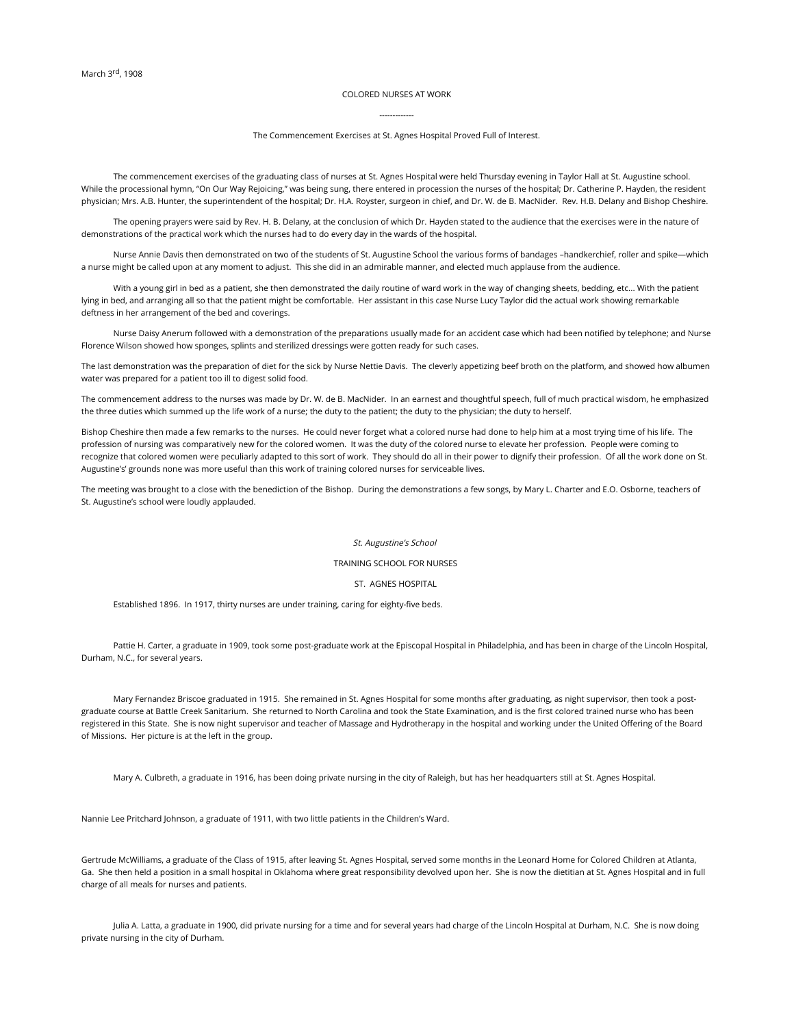March 3rd, 1908

COLORED NURSES AT WORK

-------------

The Commencement Exercises at St. Agnes Hospital Proved Full of Interest.

The commencement exercises of the graduating class of nurses at St. Agnes Hospital were held Thursday evening in Taylor Hall at St. Augustine school. While the processional hymn, "On Our Way Rejoicing," was being sung, there entered in procession the nurses of the hospital; Dr. Catherine P. Hayden, the resident physician; Mrs. A.B. Hunter, the superintendent of the hospital; Dr. H.A. Royster, surgeon in chief, and Dr. W. de B. MacNider. Rev. H.B. Delany and Bishop Cheshire.

The opening prayers were said by Rev. H. B. Delany, at the conclusion of which Dr. Hayden stated to the audience that the exercises were in the nature of demonstrations of the practical work which the nurses had to do every day in the wards of the hospital.

Nurse Annie Davis then demonstrated on two of the students of St. Augustine School the various forms of bandages –handkerchief, roller and spike—which a nurse might be called upon at any moment to adjust. This she did in an admirable manner, and elected much applause from the audience.

With a young girl in bed as a patient, she then demonstrated the daily routine of ward work in the way of changing sheets, bedding, etc… With the patient lying in bed, and arranging all so that the patient might be comfortable. Her assistant in this case Nurse Lucy Taylor did the actual work showing remarkable deftness in her arrangement of the bed and coverings.

Nurse Daisy Anerum followed with a demonstration of the preparations usually made for an accident case which had been notified by telephone; and Nurse Florence Wilson showed how sponges, splints and sterilized dressings were gotten ready for such cases.

The last demonstration was the preparation of diet for the sick by Nurse Nettie Davis. The cleverly appetizing beef broth on the platform, and showed how albumen water was prepared for a patient too ill to digest solid food.

The commencement address to the nurses was made by Dr. W. de B. MacNider. In an earnest and thoughtful speech, full of much practical wisdom, he emphasized the three duties which summed up the life work of a nurse; the duty to the patient; the duty to the physician; the duty to herself.

Bishop Cheshire then made a few remarks to the nurses. He could never forget what a colored nurse had done to help him at a most trying time of his life. The profession of nursing was comparatively new for the colored women. It was the duty of the colored nurse to elevate her profession. People were coming to recognize that colored women were peculiarly adapted to this sort of work. They should do all in their power to dignify their profession. Of all the work done on St. Augustine's' grounds none was more useful than this work of training colored nurses for serviceable lives.

The meeting was brought to a close with the benediction of the Bishop. During the demonstrations a few songs, by Mary L. Charter and E.O. Osborne, teachers of St. Augustine's school were loudly applauded.

*St. Augustine's School*

TRAINING SCHOOL FOR NURSES

ST. AGNES HOSPITAL

Established 1896. In 1917, thirty nurses are under training, caring for eighty-five beds.

Pattie H. Carter, a graduate in 1909, took some post-graduate work at the Episcopal Hospital in Philadelphia, and has been in charge of the Lincoln Hospital, Durham, N.C., for several years.

Mary Fernandez Briscoe graduated in 1915. She remained in St. Agnes Hospital for some months after graduating, as night supervisor, then took a post-graduate course at Battle Creek Sanitarium. She returned to North Carolina and took the State Examination, and is the first colored trained nurse who has been registered in this State. She is now night supervisor and teacher of Massage and Hydrotherapy in the hospital and working under the United Offering of the Board of Missions. Her picture is at the left in the group.

Mary A. Culbreth, a graduate in 1916, has been doing private nursing in the city of Raleigh, but has her headquarters still at St. Agnes Hospital.

Nannie Lee Pritchard Johnson, a graduate of 1911, with two little patients in the Children's Ward.

Gertrude McWilliams, a graduate of the Class of 1915, after leaving St. Agnes Hospital, served some months in the Leonard Home for Colored Children at Atlanta, Ga. She then held a position in a small hospital in Oklahoma where great responsibility devolved upon her. She is now the dietitian at St. Agnes Hospital and in full charge of all meals for nurses and patients.

Julia A. Latta, a graduate in 1900, did private nursing for a time and for several years had charge of the Lincoln Hospital at Durham, N.C. She is now doing private nursing in the city of Durham.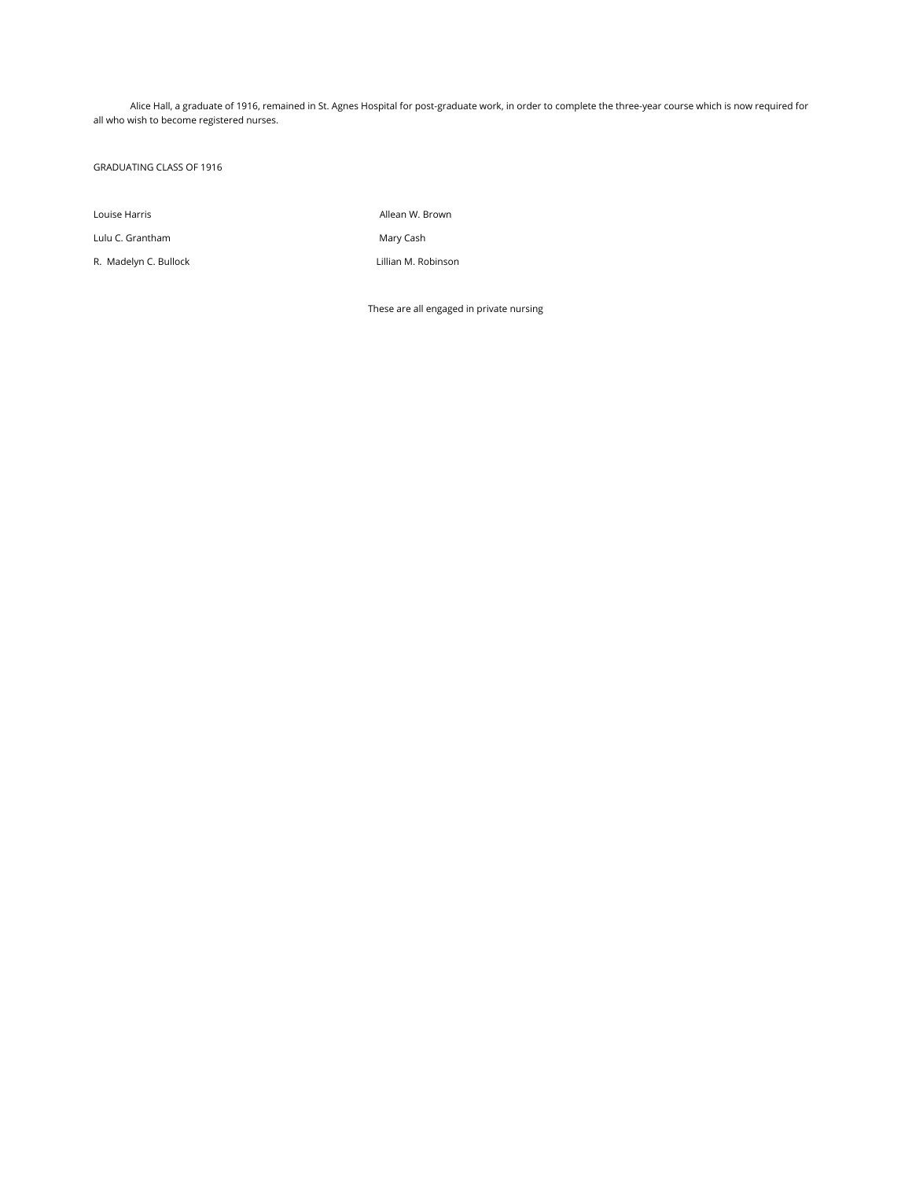Alice Hall, a graduate of 1916, remained in St. Agnes Hospital for post-graduate work, in order to complete the three-year course which is now required for all who wish to become registered nurses.

GRADUATING CLASS OF 1916

| | |
|---|---|
| Louise Harris | Allean W. Brown |
| Lulu C. Grantham | Mary Cash |
| R. Madelyn C. Bullock | Lillian M. Robinson |

These are all engaged in private nursing